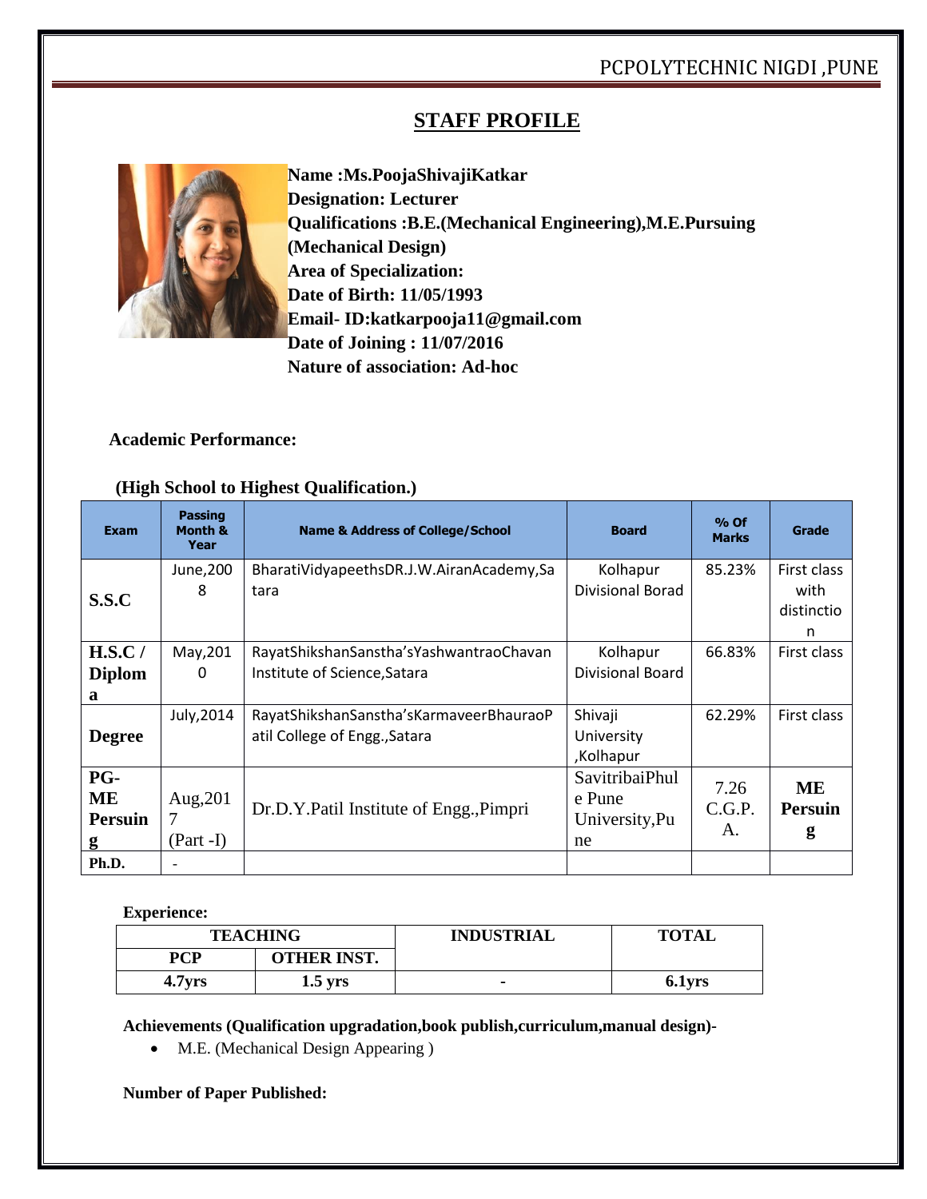PCPOLYTECHNIC NIGDI ,PUNE

# STAFF PROFILE

**Name :Ms.PoojaShivajiKatkar**
**Designation: Lecturer**
**Qualifications :B.E.(Mechanical Engineering),M.E.Pursuing (Mechanical Design)**
**Area of Specialization:**
**Date of Birth: 11/05/1993**
**Email- ID:katkarpooja11@gmail.com**
**Date of Joining : 11/07/2016**
**Nature of association: Ad-hoc**

**Academic Performance:**

**(High School to Highest Qualification.)**

| Exam | Passing Month & Year | Name & Address of College/School | Board | % Of Marks | Grade |
|---|---|---|---|---|---|
| **S.S.C** | June,2008 | BharatiVidyapeethsDR.J.W.AiranAcademy,Satara | Kolhapur Divisional Borad | 85.23% | First class with distinction |
| **H.S.C / Diploma** | May,2010 | RayatShikshanSanstha'sYashwantraoChavan Institute of Science,Satara | Kolhapur Divisional Board | 66.83% | First class |
| **Degree** | July,2014 | RayatShikshanSanstha'sKarmaveerBhauraoPatil College of Engg.,Satara | Shivaji University ,Kolhapur | 62.29% | First class |
| **PG-ME Persuing** | Aug,2017 (Part -I) | Dr.D.Y.Patil Institute of Engg.,Pimpri | SavitribaiPhule Pune University,Pune | 7.26 C.G.P.A. | **ME Persuing** |
| **Ph.D.** | - | | | | |

**Experience:**

| TEACHING | | INDUSTRIAL | TOTAL |
|---|---|---|---|
| **PCP** | **OTHER INST.** | | |
| **4.7yrs** | **1.5 yrs** | - | **6.1yrs** |

**Achievements (Qualification upgradation,book publish,curriculum,manual design)-**

- M.E. (Mechanical Design Appearing )

**Number of Paper Published:**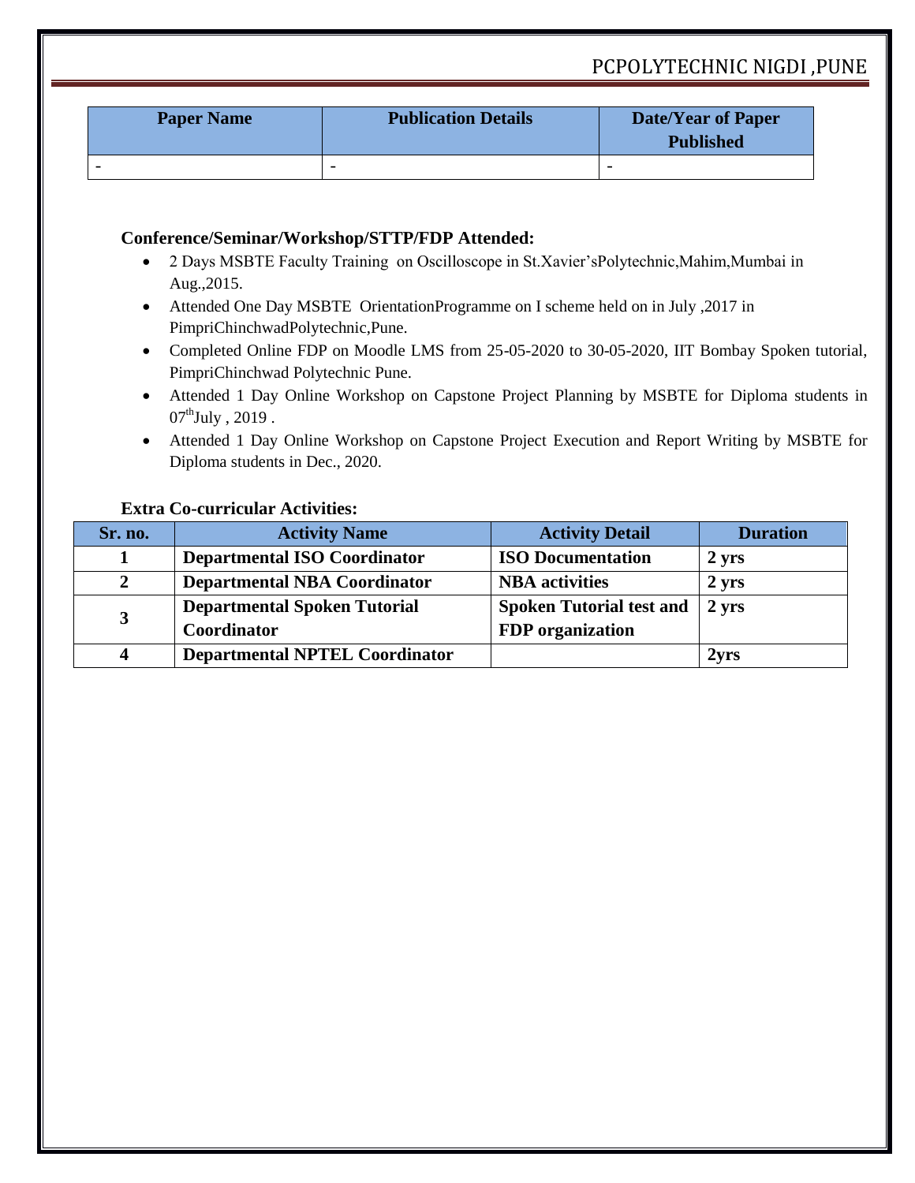| Paper Name | Publication Details | Date/Year of Paper Published |
|---|---|---|
| - | - | - |

**Conference/Seminar/Workshop/STTP/FDP Attended:**

- 2 Days MSBTE Faculty Training on Oscilloscope in St.Xavier'sPolytechnic,Mahim,Mumbai in Aug.,2015.
- Attended One Day MSBTE OrientationProgramme on I scheme held on in July ,2017 in PimpriChinchwadPolytechnic,Pune.
- Completed Online FDP on Moodle LMS from 25-05-2020 to 30-05-2020, IIT Bombay Spoken tutorial, PimpriChinchwad Polytechnic Pune.
- Attended 1 Day Online Workshop on Capstone Project Planning by MSBTE for Diploma students in 07th July , 2019 .
- Attended 1 Day Online Workshop on Capstone Project Execution and Report Writing by MSBTE for Diploma students in Dec., 2020.

**Extra Co-curricular Activities:**

| Sr. no. | Activity Name | Activity Detail | Duration |
|---|---|---|---|
| **1** | **Departmental ISO Coordinator** | **ISO Documentation** | **2 yrs** |
| **2** | **Departmental NBA Coordinator** | **NBA activities** | **2 yrs** |
| **3** | **Departmental Spoken Tutorial Coordinator** | **Spoken Tutorial test and FDP organization** | **2 yrs** |
| **4** | **Departmental NPTEL Coordinator** | | **2yrs** |